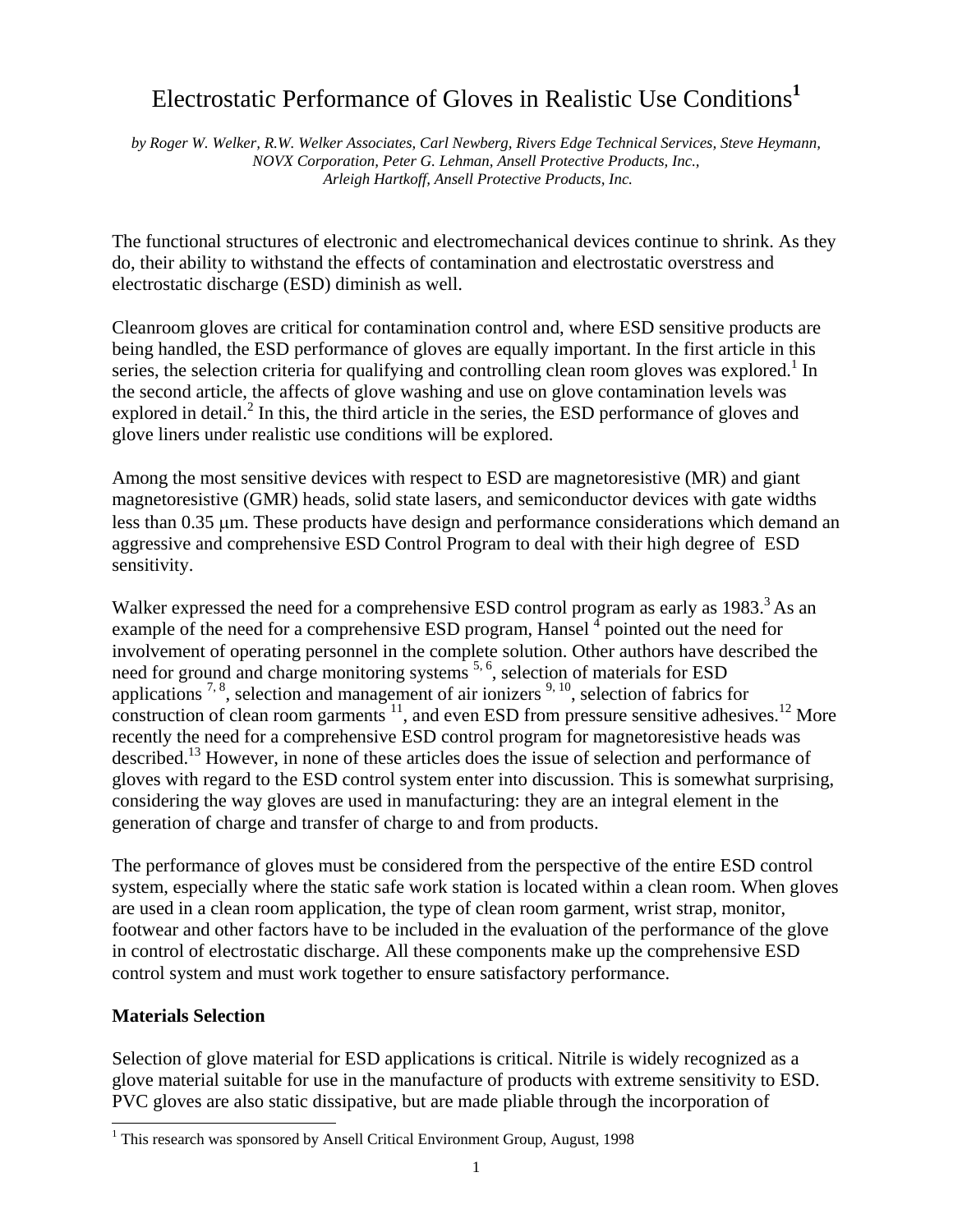# Electrostatic Performance of Gloves in Realistic Use Conditions[1]

*by Roger W. Welker, R.W. Welker Associates, Carl Newberg, Rivers Edge Technical Services, Steve Heymann, NOVX Corporation, Peter G. Lehman, Ansell Protective Products, Inc., Arleigh Hartkoff, Ansell Protective Products, Inc.*

The functional structures of electronic and electromechanical devices continue to shrink. As they do, their ability to withstand the effects of contamination and electrostatic overstress and electrostatic discharge (ESD) diminish as well.

Cleanroom gloves are critical for contamination control and, where ESD sensitive products are being handled, the ESD performance of gloves are equally important. In the first article in this series, the selection criteria for qualifying and controlling clean room gloves was explored.[1] In the second article, the affects of glove washing and use on glove contamination levels was explored in detail.[2] In this, the third article in the series, the ESD performance of gloves and glove liners under realistic use conditions will be explored.

Among the most sensitive devices with respect to ESD are magnetoresistive (MR) and giant magnetoresistive (GMR) heads, solid state lasers, and semiconductor devices with gate widths less than 0.35 μm. These products have design and performance considerations which demand an aggressive and comprehensive ESD Control Program to deal with their high degree of ESD sensitivity.

Walker expressed the need for a comprehensive ESD control program as early as 1983.[3] As an example of the need for a comprehensive ESD program, Hansel [4] pointed out the need for involvement of operating personnel in the complete solution. Other authors have described the need for ground and charge monitoring systems [5, 6], selection of materials for ESD applications [7, 8], selection and management of air ionizers [9, 10], selection of fabrics for construction of clean room garments [11], and even ESD from pressure sensitive adhesives.[12] More recently the need for a comprehensive ESD control program for magnetoresistive heads was described.[13] However, in none of these articles does the issue of selection and performance of gloves with regard to the ESD control system enter into discussion. This is somewhat surprising, considering the way gloves are used in manufacturing: they are an integral element in the generation of charge and transfer of charge to and from products.

The performance of gloves must be considered from the perspective of the entire ESD control system, especially where the static safe work station is located within a clean room. When gloves are used in a clean room application, the type of clean room garment, wrist strap, monitor, footwear and other factors have to be included in the evaluation of the performance of the glove in control of electrostatic discharge. All these components make up the comprehensive ESD control system and must work together to ensure satisfactory performance.

## Materials Selection

Selection of glove material for ESD applications is critical. Nitrile is widely recognized as a glove material suitable for use in the manufacture of products with extreme sensitivity to ESD. PVC gloves are also static dissipative, but are made pliable through the incorporation of

---

[1] This research was sponsored by Ansell Critical Environment Group, August, 1998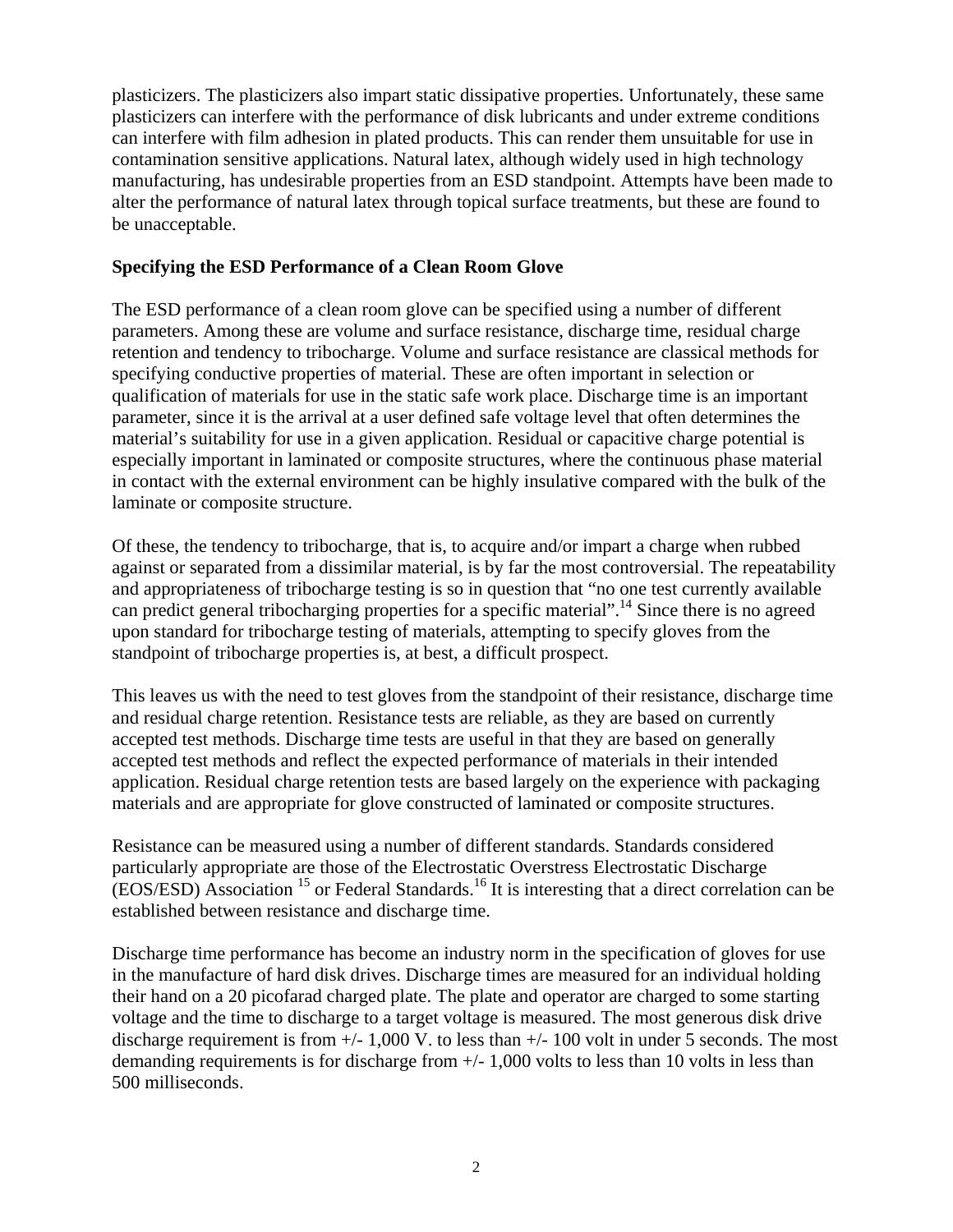plasticizers. The plasticizers also impart static dissipative properties. Unfortunately, these same plasticizers can interfere with the performance of disk lubricants and under extreme conditions can interfere with film adhesion in plated products. This can render them unsuitable for use in contamination sensitive applications. Natural latex, although widely used in high technology manufacturing, has undesirable properties from an ESD standpoint. Attempts have been made to alter the performance of natural latex through topical surface treatments, but these are found to be unacceptable.

## Specifying the ESD Performance of a Clean Room Glove

The ESD performance of a clean room glove can be specified using a number of different parameters. Among these are volume and surface resistance, discharge time, residual charge retention and tendency to tribocharge. Volume and surface resistance are classical methods for specifying conductive properties of material. These are often important in selection or qualification of materials for use in the static safe work place. Discharge time is an important parameter, since it is the arrival at a user defined safe voltage level that often determines the material's suitability for use in a given application. Residual or capacitive charge potential is especially important in laminated or composite structures, where the continuous phase material in contact with the external environment can be highly insulative compared with the bulk of the laminate or composite structure.

Of these, the tendency to tribocharge, that is, to acquire and/or impart a charge when rubbed against or separated from a dissimilar material, is by far the most controversial. The repeatability and appropriateness of tribocharge testing is so in question that "no one test currently available can predict general tribocharging properties for a specific material".[14] Since there is no agreed upon standard for tribocharge testing of materials, attempting to specify gloves from the standpoint of tribocharge properties is, at best, a difficult prospect.

This leaves us with the need to test gloves from the standpoint of their resistance, discharge time and residual charge retention. Resistance tests are reliable, as they are based on currently accepted test methods. Discharge time tests are useful in that they are based on generally accepted test methods and reflect the expected performance of materials in their intended application. Residual charge retention tests are based largely on the experience with packaging materials and are appropriate for glove constructed of laminated or composite structures.

Resistance can be measured using a number of different standards. Standards considered particularly appropriate are those of the Electrostatic Overstress Electrostatic Discharge (EOS/ESD) Association [15] or Federal Standards.[16] It is interesting that a direct correlation can be established between resistance and discharge time.

Discharge time performance has become an industry norm in the specification of gloves for use in the manufacture of hard disk drives. Discharge times are measured for an individual holding their hand on a 20 picofarad charged plate. The plate and operator are charged to some starting voltage and the time to discharge to a target voltage is measured. The most generous disk drive discharge requirement is from +/- 1,000 V. to less than +/- 100 volt in under 5 seconds. The most demanding requirements is for discharge from +/- 1,000 volts to less than 10 volts in less than 500 milliseconds.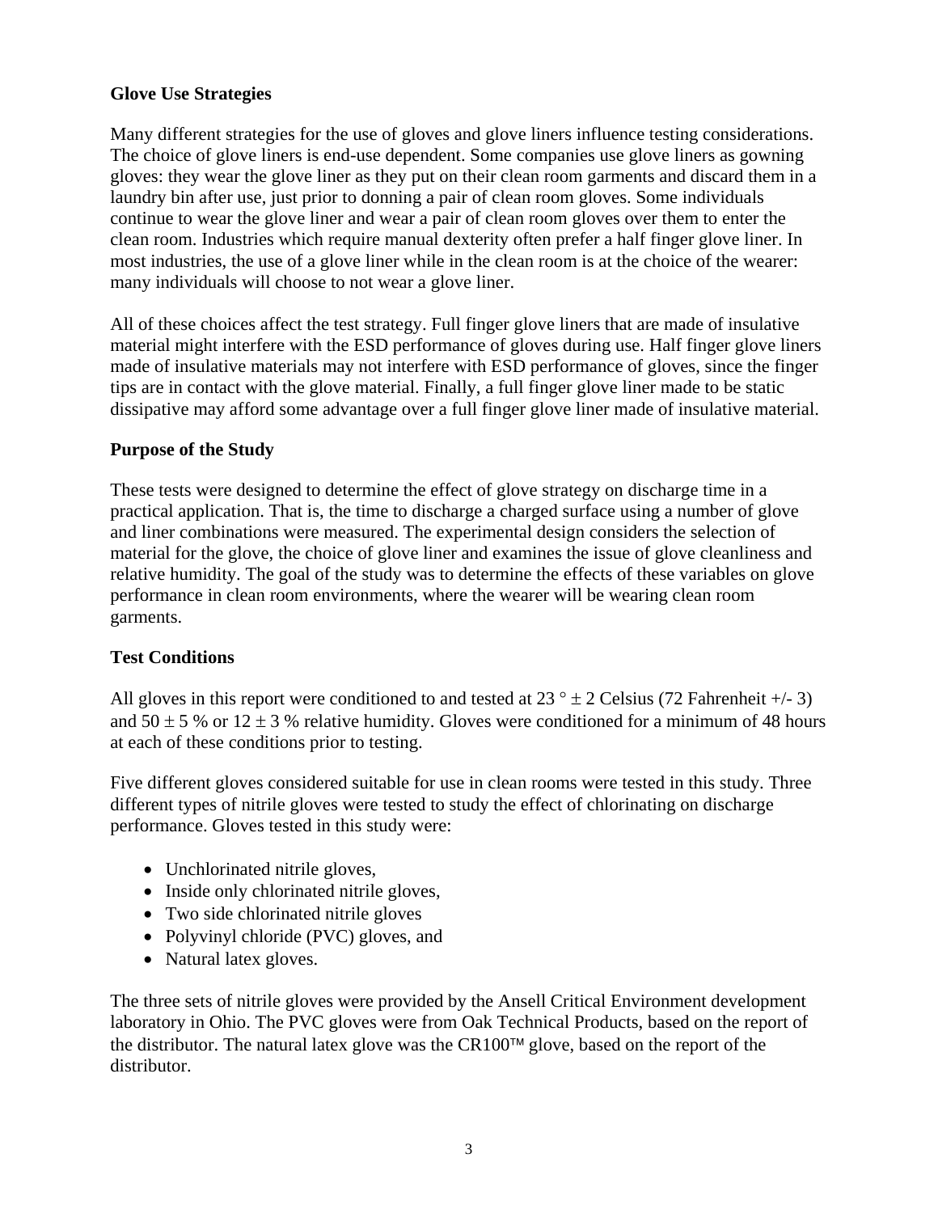**Glove Use Strategies**

Many different strategies for the use of gloves and glove liners influence testing considerations. The choice of glove liners is end-use dependent. Some companies use glove liners as gowning gloves: they wear the glove liner as they put on their clean room garments and discard them in a laundry bin after use, just prior to donning a pair of clean room gloves. Some individuals continue to wear the glove liner and wear a pair of clean room gloves over them to enter the clean room. Industries which require manual dexterity often prefer a half finger glove liner. In most industries, the use of a glove liner while in the clean room is at the choice of the wearer: many individuals will choose to not wear a glove liner.

All of these choices affect the test strategy. Full finger glove liners that are made of insulative material might interfere with the ESD performance of gloves during use. Half finger glove liners made of insulative materials may not interfere with ESD performance of gloves, since the finger tips are in contact with the glove material. Finally, a full finger glove liner made to be static dissipative may afford some advantage over a full finger glove liner made of insulative material.

**Purpose of the Study**

These tests were designed to determine the effect of glove strategy on discharge time in a practical application. That is, the time to discharge a charged surface using a number of glove and liner combinations were measured. The experimental design considers the selection of material for the glove, the choice of glove liner and examines the issue of glove cleanliness and relative humidity. The goal of the study was to determine the effects of these variables on glove performance in clean room environments, where the wearer will be wearing clean room garments.

**Test Conditions**

All gloves in this report were conditioned to and tested at 23 ° ± 2 Celsius (72 Fahrenheit +/- 3) and 50 ± 5 % or 12 ± 3 % relative humidity. Gloves were conditioned for a minimum of 48 hours at each of these conditions prior to testing.

Five different gloves considered suitable for use in clean rooms were tested in this study. Three different types of nitrile gloves were tested to study the effect of chlorinating on discharge performance. Gloves tested in this study were:

- Unchlorinated nitrile gloves,
- Inside only chlorinated nitrile gloves,
- Two side chlorinated nitrile gloves
- Polyvinyl chloride (PVC) gloves, and
- Natural latex gloves.

The three sets of nitrile gloves were provided by the Ansell Critical Environment development laboratory in Ohio. The PVC gloves were from Oak Technical Products, based on the report of the distributor. The natural latex glove was the CR100™ glove, based on the report of the distributor.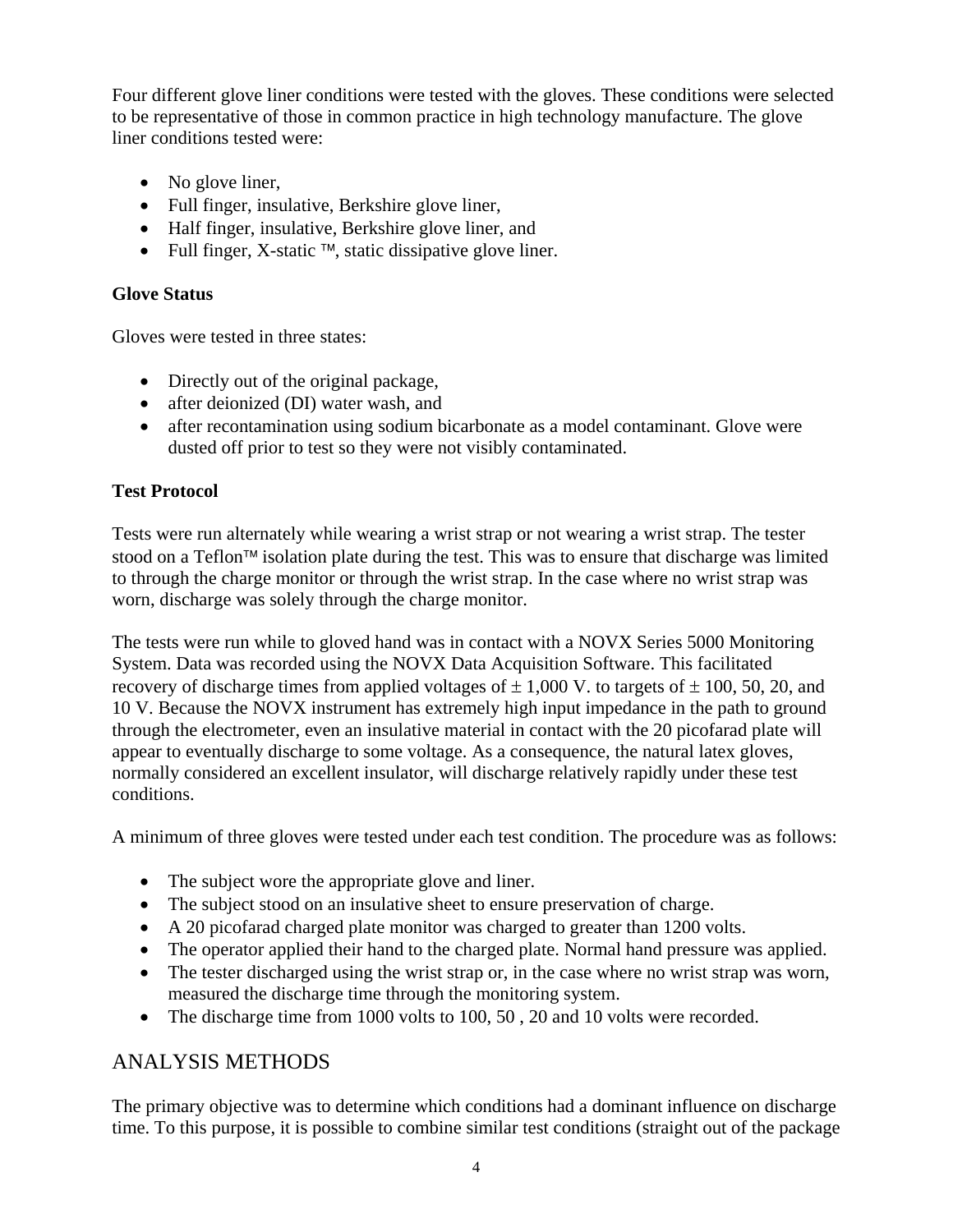Four different glove liner conditions were tested with the gloves. These conditions were selected to be representative of those in common practice in high technology manufacture. The glove liner conditions tested were:

- No glove liner,
- Full finger, insulative, Berkshire glove liner,
- Half finger, insulative, Berkshire glove liner, and
- Full finger, X-static ™, static dissipative glove liner.

**Glove Status**

Gloves were tested in three states:

- Directly out of the original package,
- after deionized (DI) water wash, and
- after recontamination using sodium bicarbonate as a model contaminant. Glove were dusted off prior to test so they were not visibly contaminated.

**Test Protocol**

Tests were run alternately while wearing a wrist strap or not wearing a wrist strap. The tester stood on a Teflon™ isolation plate during the test. This was to ensure that discharge was limited to through the charge monitor or through the wrist strap. In the case where no wrist strap was worn, discharge was solely through the charge monitor.

The tests were run while to gloved hand was in contact with a NOVX Series 5000 Monitoring System. Data was recorded using the NOVX Data Acquisition Software. This facilitated recovery of discharge times from applied voltages of ± 1,000 V. to targets of ± 100, 50, 20, and 10 V. Because the NOVX instrument has extremely high input impedance in the path to ground through the electrometer, even an insulative material in contact with the 20 picofarad plate will appear to eventually discharge to some voltage. As a consequence, the natural latex gloves, normally considered an excellent insulator, will discharge relatively rapidly under these test conditions.

A minimum of three gloves were tested under each test condition. The procedure was as follows:

- The subject wore the appropriate glove and liner.
- The subject stood on an insulative sheet to ensure preservation of charge.
- A 20 picofarad charged plate monitor was charged to greater than 1200 volts.
- The operator applied their hand to the charged plate. Normal hand pressure was applied.
- The tester discharged using the wrist strap or, in the case where no wrist strap was worn, measured the discharge time through the monitoring system.
- The discharge time from 1000 volts to 100, 50 , 20 and 10 volts were recorded.

## ANALYSIS METHODS

The primary objective was to determine which conditions had a dominant influence on discharge time. To this purpose, it is possible to combine similar test conditions (straight out of the package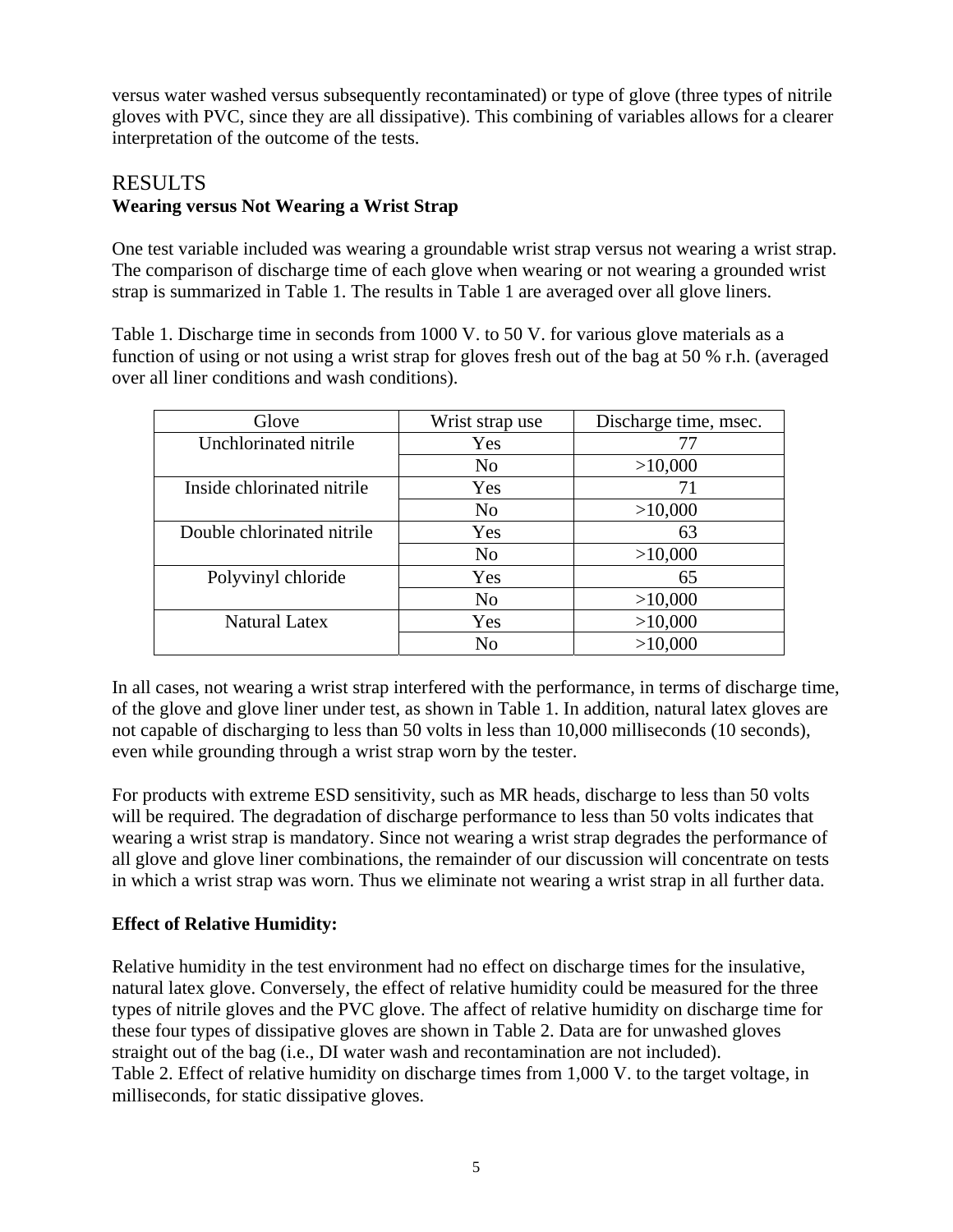versus water washed versus subsequently recontaminated) or type of glove (three types of nitrile gloves with PVC, since they are all dissipative). This combining of variables allows for a clearer interpretation of the outcome of the tests.

## RESULTS

### Wearing versus Not Wearing a Wrist Strap

One test variable included was wearing a groundable wrist strap versus not wearing a wrist strap. The comparison of discharge time of each glove when wearing or not wearing a grounded wrist strap is summarized in Table 1. The results in Table 1 are averaged over all glove liners.

Table 1. Discharge time in seconds from 1000 V. to 50 V. for various glove materials as a function of using or not using a wrist strap for gloves fresh out of the bag at 50 % r.h. (averaged over all liner conditions and wash conditions).

| Glove | Wrist strap use | Discharge time, msec. |
|---|---|---|
| Unchlorinated nitrile | Yes | 77 |
| | No | >10,000 |
| Inside chlorinated nitrile | Yes | 71 |
| | No | >10,000 |
| Double chlorinated nitrile | Yes | 63 |
| | No | >10,000 |
| Polyvinyl chloride | Yes | 65 |
| | No | >10,000 |
| Natural Latex | Yes | >10,000 |
| | No | >10,000 |

In all cases, not wearing a wrist strap interfered with the performance, in terms of discharge time, of the glove and glove liner under test, as shown in Table 1. In addition, natural latex gloves are not capable of discharging to less than 50 volts in less than 10,000 milliseconds (10 seconds), even while grounding through a wrist strap worn by the tester.

For products with extreme ESD sensitivity, such as MR heads, discharge to less than 50 volts will be required. The degradation of discharge performance to less than 50 volts indicates that wearing a wrist strap is mandatory. Since not wearing a wrist strap degrades the performance of all glove and glove liner combinations, the remainder of our discussion will concentrate on tests in which a wrist strap was worn. Thus we eliminate not wearing a wrist strap in all further data.

### Effect of Relative Humidity:

Relative humidity in the test environment had no effect on discharge times for the insulative, natural latex glove. Conversely, the effect of relative humidity could be measured for the three types of nitrile gloves and the PVC glove. The affect of relative humidity on discharge time for these four types of dissipative gloves are shown in Table 2. Data are for unwashed gloves straight out of the bag (i.e., DI water wash and recontamination are not included).

Table 2. Effect of relative humidity on discharge times from 1,000 V. to the target voltage, in milliseconds, for static dissipative gloves.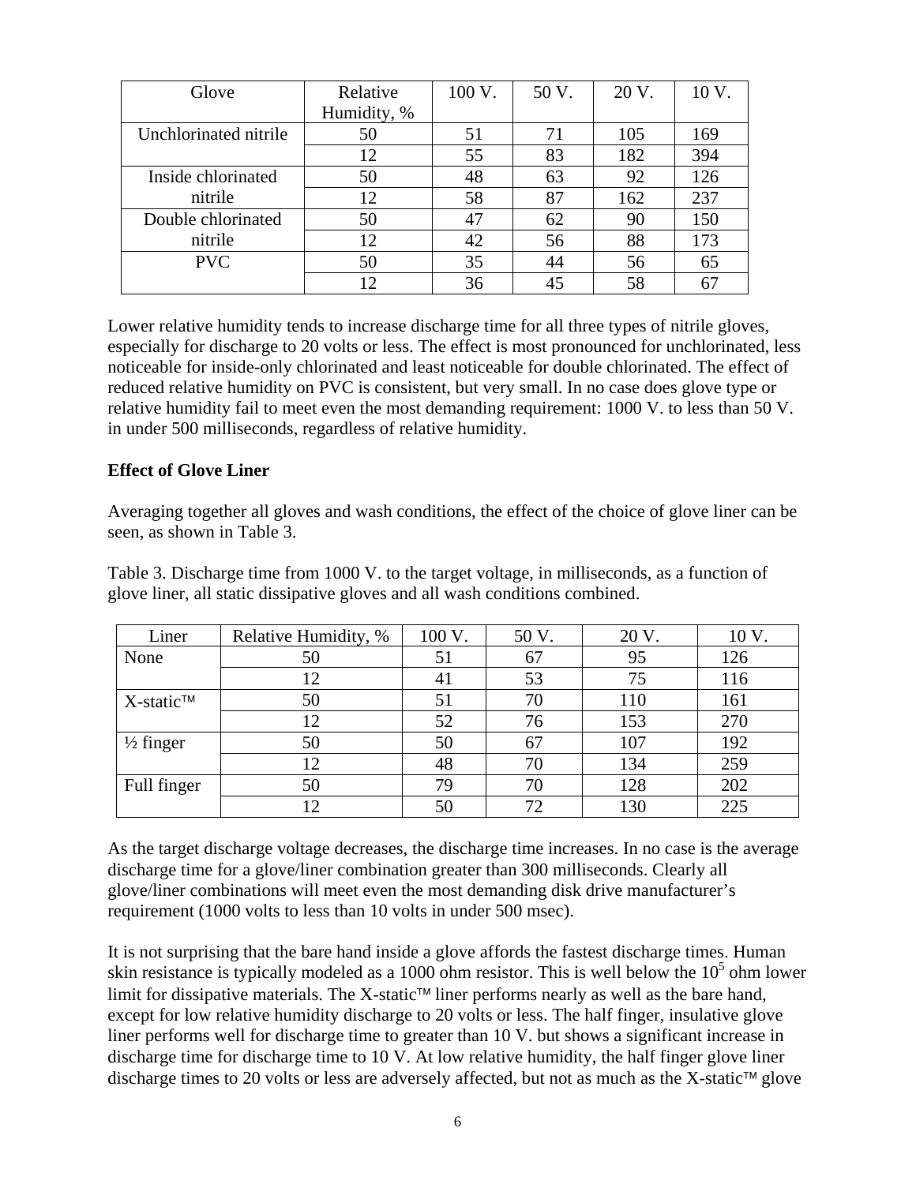| Glove | Relative Humidity, % | 100 V. | 50 V. | 20 V. | 10 V. |
|---|---|---|---|---|---|
| Unchlorinated nitrile | 50 | 51 | 71 | 105 | 169 |
| | 12 | 55 | 83 | 182 | 394 |
| Inside chlorinated nitrile | 50 | 48 | 63 | 92 | 126 |
| | 12 | 58 | 87 | 162 | 237 |
| Double chlorinated nitrile | 50 | 47 | 62 | 90 | 150 |
| | 12 | 42 | 56 | 88 | 173 |
| PVC | 50 | 35 | 44 | 56 | 65 |
| | 12 | 36 | 45 | 58 | 67 |

Lower relative humidity tends to increase discharge time for all three types of nitrile gloves, especially for discharge to 20 volts or less. The effect is most pronounced for unchlorinated, less noticeable for inside-only chlorinated and least noticeable for double chlorinated. The effect of reduced relative humidity on PVC is consistent, but very small. In no case does glove type or relative humidity fail to meet even the most demanding requirement: 1000 V. to less than 50 V. in under 500 milliseconds, regardless of relative humidity.

**Effect of Glove Liner**

Averaging together all gloves and wash conditions, the effect of the choice of glove liner can be seen, as shown in Table 3.

Table 3. Discharge time from 1000 V. to the target voltage, in milliseconds, as a function of glove liner, all static dissipative gloves and all wash conditions combined.

| Liner | Relative Humidity, % | 100 V. | 50 V. | 20 V. | 10 V. |
|---|---|---|---|---|---|
| None | 50 | 51 | 67 | 95 | 126 |
| | 12 | 41 | 53 | 75 | 116 |
| X-static™ | 50 | 51 | 70 | 110 | 161 |
| | 12 | 52 | 76 | 153 | 270 |
| ½ finger | 50 | 50 | 67 | 107 | 192 |
| | 12 | 48 | 70 | 134 | 259 |
| Full finger | 50 | 79 | 70 | 128 | 202 |
| | 12 | 50 | 72 | 130 | 225 |

As the target discharge voltage decreases, the discharge time increases. In no case is the average discharge time for a glove/liner combination greater than 300 milliseconds. Clearly all glove/liner combinations will meet even the most demanding disk drive manufacturer's requirement (1000 volts to less than 10 volts in under 500 msec).

It is not surprising that the bare hand inside a glove affords the fastest discharge times. Human skin resistance is typically modeled as a 1000 ohm resistor. This is well below the $10^5$ ohm lower limit for dissipative materials. The X-static™ liner performs nearly as well as the bare hand, except for low relative humidity discharge to 20 volts or less. The half finger, insulative glove liner performs well for discharge time to greater than 10 V. but shows a significant increase in discharge time for discharge time to 10 V. At low relative humidity, the half finger glove liner discharge times to 20 volts or less are adversely affected, but not as much as the X-static™ glove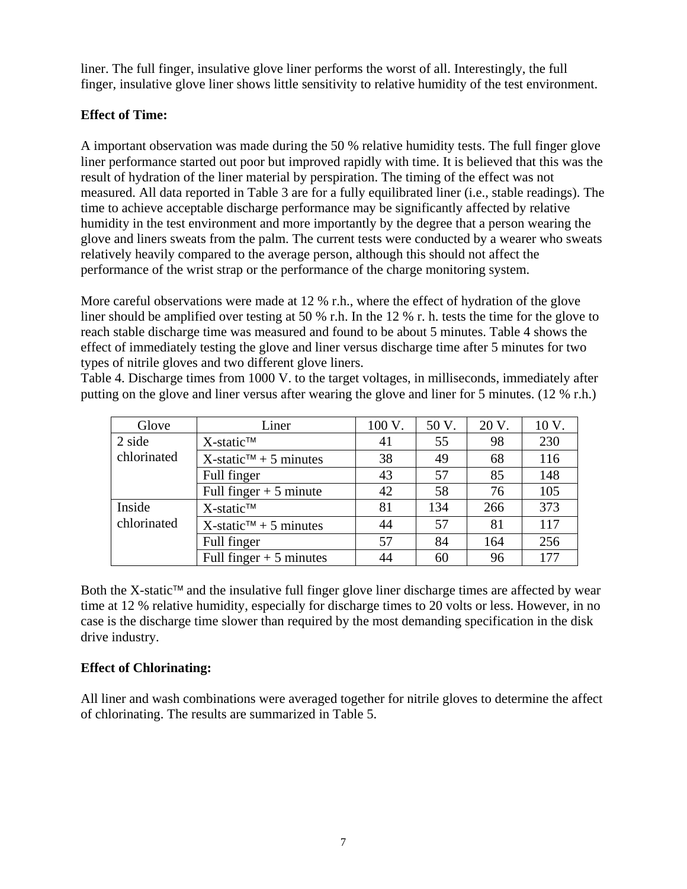liner. The full finger, insulative glove liner performs the worst of all. Interestingly, the full finger, insulative glove liner shows little sensitivity to relative humidity of the test environment.

**Effect of Time:**

A important observation was made during the 50 % relative humidity tests. The full finger glove liner performance started out poor but improved rapidly with time. It is believed that this was the result of hydration of the liner material by perspiration. The timing of the effect was not measured. All data reported in Table 3 are for a fully equilibrated liner (i.e., stable readings). The time to achieve acceptable discharge performance may be significantly affected by relative humidity in the test environment and more importantly by the degree that a person wearing the glove and liners sweats from the palm. The current tests were conducted by a wearer who sweats relatively heavily compared to the average person, although this should not affect the performance of the wrist strap or the performance of the charge monitoring system.

More careful observations were made at 12 % r.h., where the effect of hydration of the glove liner should be amplified over testing at 50 % r.h. In the 12 % r. h. tests the time for the glove to reach stable discharge time was measured and found to be about 5 minutes. Table 4 shows the effect of immediately testing the glove and liner versus discharge time after 5 minutes for two types of nitrile gloves and two different glove liners.

Table 4. Discharge times from 1000 V. to the target voltages, in milliseconds, immediately after putting on the glove and liner versus after wearing the glove and liner for 5 minutes. (12 % r.h.)

| Glove | Liner | 100 V. | 50 V. | 20 V. | 10 V. |
|---|---|---|---|---|---|
| 2 side chlorinated | X-static™ | 41 | 55 | 98 | 230 |
| | X-static™ + 5 minutes | 38 | 49 | 68 | 116 |
| | Full finger | 43 | 57 | 85 | 148 |
| | Full finger + 5 minute | 42 | 58 | 76 | 105 |
| Inside chlorinated | X-static™ | 81 | 134 | 266 | 373 |
| | X-static™ + 5 minutes | 44 | 57 | 81 | 117 |
| | Full finger | 57 | 84 | 164 | 256 |
| | Full finger + 5 minutes | 44 | 60 | 96 | 177 |

Both the X-static™ and the insulative full finger glove liner discharge times are affected by wear time at 12 % relative humidity, especially for discharge times to 20 volts or less. However, in no case is the discharge time slower than required by the most demanding specification in the disk drive industry.

**Effect of Chlorinating:**

All liner and wash combinations were averaged together for nitrile gloves to determine the affect of chlorinating. The results are summarized in Table 5.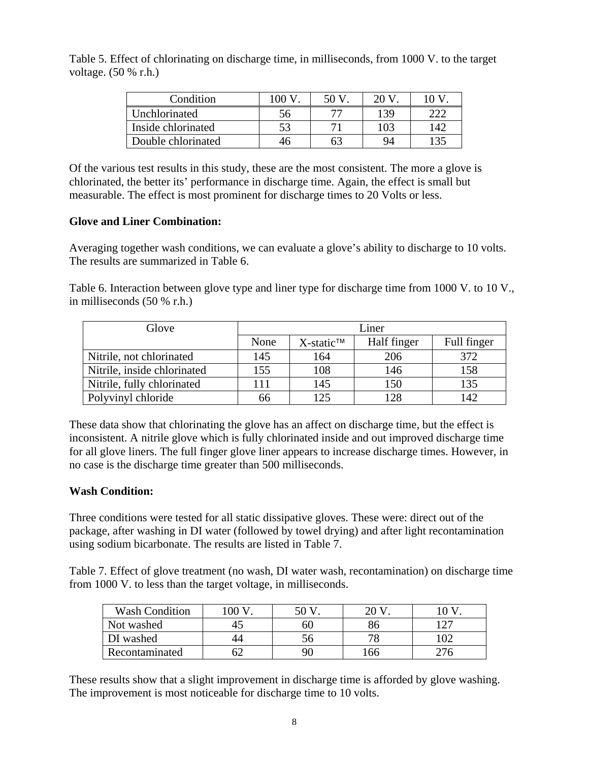Table 5. Effect of chlorinating on discharge time, in milliseconds, from 1000 V. to the target voltage. (50 % r.h.)

| Condition | 100 V. | 50 V. | 20 V. | 10 V. |
|---|---|---|---|---|
| Unchlorinated | 56 | 77 | 139 | 222 |
| Inside chlorinated | 53 | 71 | 103 | 142 |
| Double chlorinated | 46 | 63 | 94 | 135 |

Of the various test results in this study, these are the most consistent. The more a glove is chlorinated, the better its' performance in discharge time. Again, the effect is small but measurable. The effect is most prominent for discharge times to 20 Volts or less.

**Glove and Liner Combination:**

Averaging together wash conditions, we can evaluate a glove's ability to discharge to 10 volts. The results are summarized in Table 6.

Table 6. Interaction between glove type and liner type for discharge time from 1000 V. to 10 V., in milliseconds (50 % r.h.)

| Glove | Liner | | | |
|---|---|---|---|---|
| | None | X-static™ | Half finger | Full finger |
| Nitrile, not chlorinated | 145 | 164 | 206 | 372 |
| Nitrile, inside chlorinated | 155 | 108 | 146 | 158 |
| Nitrile, fully chlorinated | 111 | 145 | 150 | 135 |
| Polyvinyl chloride | 66 | 125 | 128 | 142 |

These data show that chlorinating the glove has an affect on discharge time, but the effect is inconsistent. A nitrile glove which is fully chlorinated inside and out improved discharge time for all glove liners. The full finger glove liner appears to increase discharge times. However, in no case is the discharge time greater than 500 milliseconds.

**Wash Condition:**

Three conditions were tested for all static dissipative gloves. These were: direct out of the package, after washing in DI water (followed by towel drying) and after light recontamination using sodium bicarbonate. The results are listed in Table 7.

Table 7. Effect of glove treatment (no wash, DI water wash, recontamination) on discharge time from 1000 V. to less than the target voltage, in milliseconds.

| Wash Condition | 100 V. | 50 V. | 20 V. | 10 V. |
|---|---|---|---|---|
| Not washed | 45 | 60 | 86 | 127 |
| DI washed | 44 | 56 | 78 | 102 |
| Recontaminated | 62 | 90 | 166 | 276 |

These results show that a slight improvement in discharge time is afforded by glove washing. The improvement is most noticeable for discharge time to 10 volts.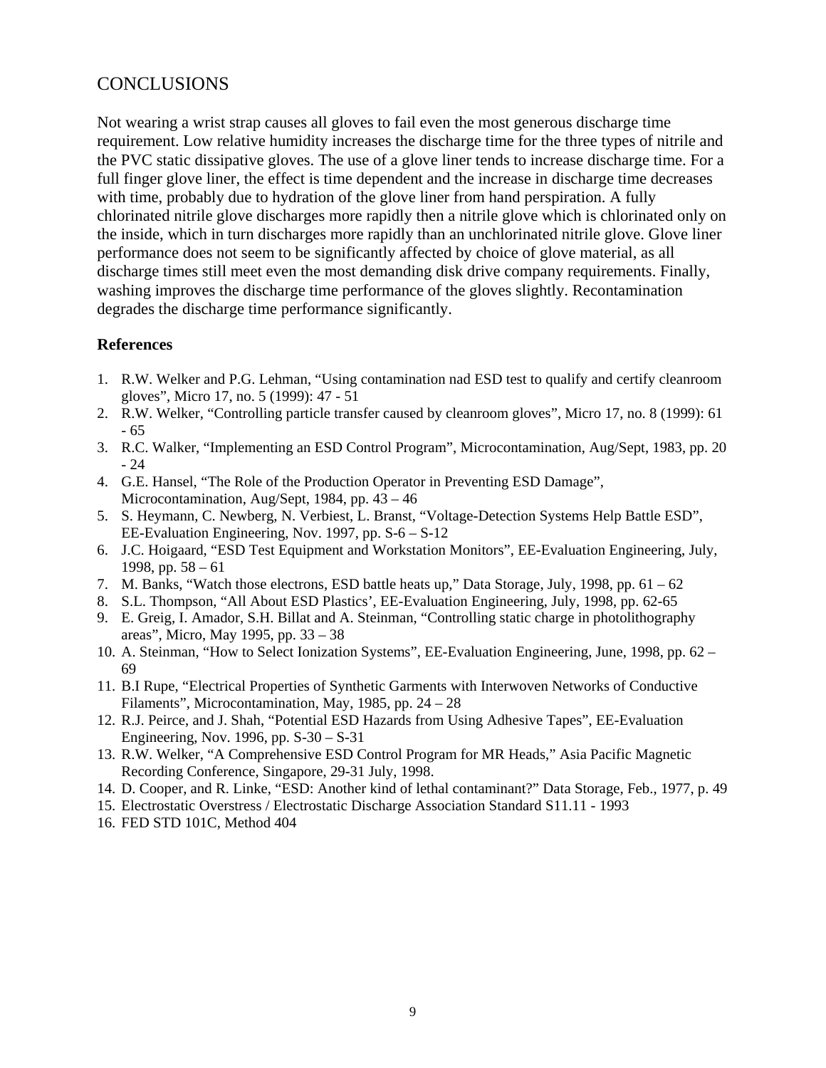## CONCLUSIONS

Not wearing a wrist strap causes all gloves to fail even the most generous discharge time requirement. Low relative humidity increases the discharge time for the three types of nitrile and the PVC static dissipative gloves. The use of a glove liner tends to increase discharge time. For a full finger glove liner, the effect is time dependent and the increase in discharge time decreases with time, probably due to hydration of the glove liner from hand perspiration. A fully chlorinated nitrile glove discharges more rapidly then a nitrile glove which is chlorinated only on the inside, which in turn discharges more rapidly than an unchlorinated nitrile glove. Glove liner performance does not seem to be significantly affected by choice of glove material, as all discharge times still meet even the most demanding disk drive company requirements. Finally, washing improves the discharge time performance of the gloves slightly. Recontamination degrades the discharge time performance significantly.

### References

1. R.W. Welker and P.G. Lehman, "Using contamination nad ESD test to qualify and certify cleanroom gloves", Micro 17, no. 5 (1999): 47 - 51
2. R.W. Welker, "Controlling particle transfer caused by cleanroom gloves", Micro 17, no. 8 (1999): 61 - 65
3. R.C. Walker, "Implementing an ESD Control Program", Microcontamination, Aug/Sept, 1983, pp. 20 - 24
4. G.E. Hansel, "The Role of the Production Operator in Preventing ESD Damage", Microcontamination, Aug/Sept, 1984, pp. 43 – 46
5. S. Heymann, C. Newberg, N. Verbiest, L. Branst, "Voltage-Detection Systems Help Battle ESD", EE-Evaluation Engineering, Nov. 1997, pp. S-6 – S-12
6. J.C. Hoigaard, "ESD Test Equipment and Workstation Monitors", EE-Evaluation Engineering, July, 1998, pp. 58 – 61
7. M. Banks, "Watch those electrons, ESD battle heats up," Data Storage, July, 1998, pp. 61 – 62
8. S.L. Thompson, "All About ESD Plastics', EE-Evaluation Engineering, July, 1998, pp. 62-65
9. E. Greig, I. Amador, S.H. Billat and A. Steinman, "Controlling static charge in photolithography areas", Micro, May 1995, pp. 33 – 38
10. A. Steinman, "How to Select Ionization Systems", EE-Evaluation Engineering, June, 1998, pp. 62 – 69
11. B.I Rupe, "Electrical Properties of Synthetic Garments with Interwoven Networks of Conductive Filaments", Microcontamination, May, 1985, pp. 24 – 28
12. R.J. Peirce, and J. Shah, "Potential ESD Hazards from Using Adhesive Tapes", EE-Evaluation Engineering, Nov. 1996, pp. S-30 – S-31
13. R.W. Welker, "A Comprehensive ESD Control Program for MR Heads," Asia Pacific Magnetic Recording Conference, Singapore, 29-31 July, 1998.
14. D. Cooper, and R. Linke, "ESD: Another kind of lethal contaminant?" Data Storage, Feb., 1977, p. 49
15. Electrostatic Overstress / Electrostatic Discharge Association Standard S11.11 - 1993
16. FED STD 101C, Method 404